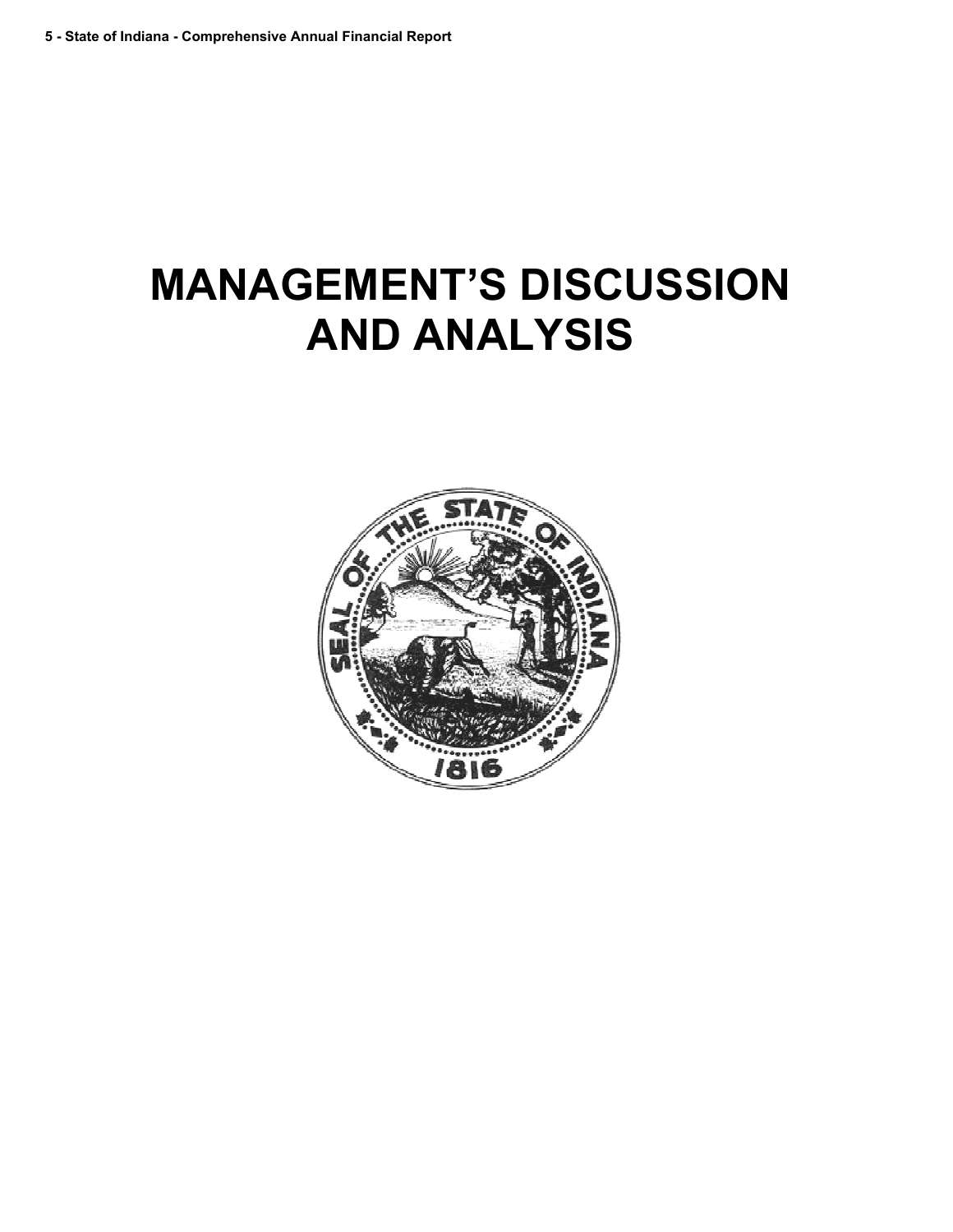# MANAGEMENT'S DISCUSSION AND ANALYSIS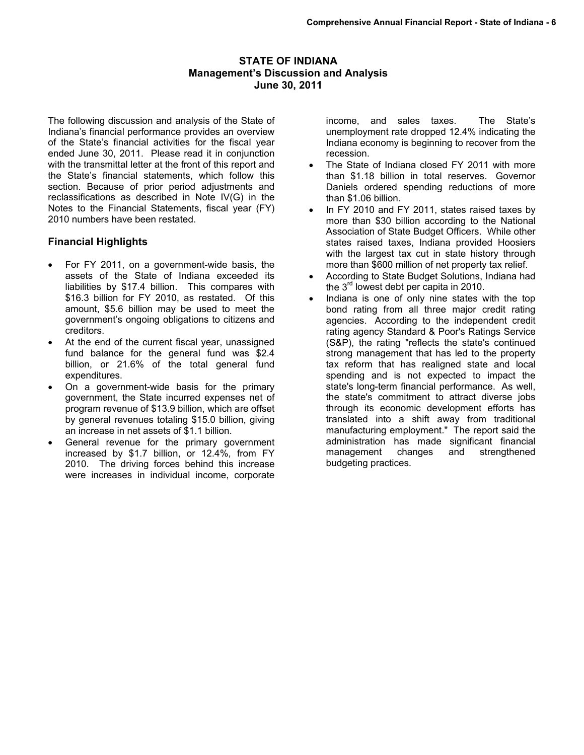# STATE OF INDIANA
## Management's Discussion and Analysis
## June 30, 2011

The following discussion and analysis of the State of Indiana's financial performance provides an overview of the State's financial activities for the fiscal year ended June 30, 2011. Please read it in conjunction with the transmittal letter at the front of this report and the State's financial statements, which follow this section. Because of prior period adjustments and reclassifications as described in Note IV(G) in the Notes to the Financial Statements, fiscal year (FY) 2010 numbers have been restated.

### Financial Highlights

- For FY 2011, on a government-wide basis, the assets of the State of Indiana exceeded its liabilities by $17.4 billion. This compares with $16.3 billion for FY 2010, as restated. Of this amount, $5.6 billion may be used to meet the government's ongoing obligations to citizens and creditors.
- At the end of the current fiscal year, unassigned fund balance for the general fund was $2.4 billion, or 21.6% of the total general fund expenditures.
- On a government-wide basis for the primary government, the State incurred expenses net of program revenue of $13.9 billion, which are offset by general revenues totaling $15.0 billion, giving an increase in net assets of $1.1 billion.
- General revenue for the primary government increased by $1.7 billion, or 12.4%, from FY 2010. The driving forces behind this increase were increases in individual income, corporate income, and sales taxes. The State's unemployment rate dropped 12.4% indicating the Indiana economy is beginning to recover from the recession.
- The State of Indiana closed FY 2011 with more than $1.18 billion in total reserves. Governor Daniels ordered spending reductions of more than $1.06 billion.
- In FY 2010 and FY 2011, states raised taxes by more than $30 billion according to the National Association of State Budget Officers. While other states raised taxes, Indiana provided Hoosiers with the largest tax cut in state history through more than $600 million of net property tax relief.
- According to State Budget Solutions, Indiana had the 3rd lowest debt per capita in 2010.
- Indiana is one of only nine states with the top bond rating from all three major credit rating agencies. According to the independent credit rating agency Standard & Poor's Ratings Service (S&P), the rating "reflects the state's continued strong management that has led to the property tax reform that has realigned state and local spending and is not expected to impact the state's long-term financial performance. As well, the state's commitment to attract diverse jobs through its economic development efforts has translated into a shift away from traditional manufacturing employment." The report said the administration has made significant financial management changes and strengthened budgeting practices.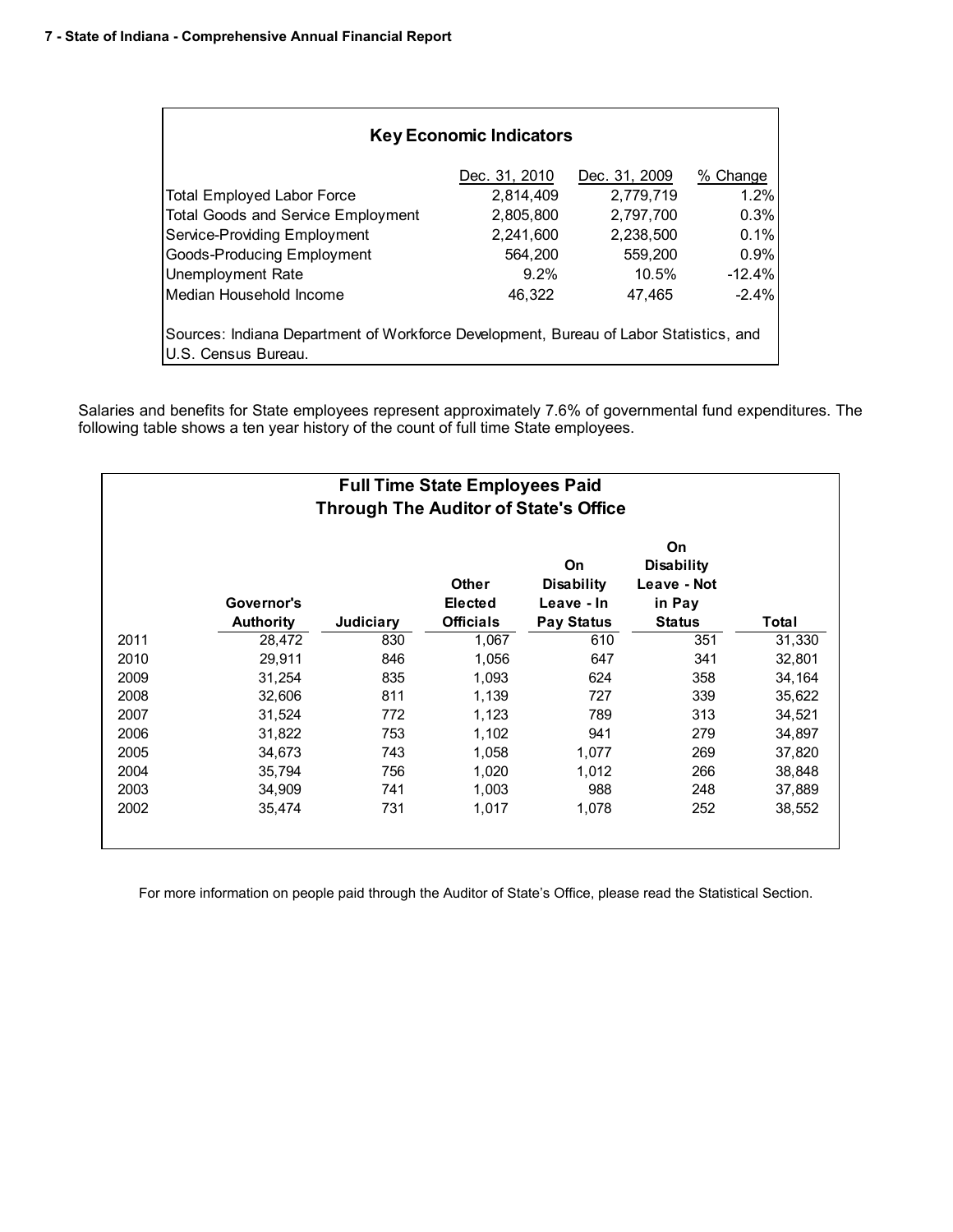### Key Economic Indicators

| | Dec. 31, 2010 | Dec. 31, 2009 | % Change |
|---|---|---|---|
| Total Employed Labor Force | 2,814,409 | 2,779,719 | 1.2% |
| Total Goods and Service Employment | 2,805,800 | 2,797,700 | 0.3% |
| Service-Providing Employment | 2,241,600 | 2,238,500 | 0.1% |
| Goods-Producing Employment | 564,200 | 559,200 | 0.9% |
| Unemployment Rate | 9.2% | 10.5% | -12.4% |
| Median Household Income | 46,322 | 47,465 | -2.4% |

Sources: Indiana Department of Workforce Development, Bureau of Labor Statistics, and U.S. Census Bureau.

Salaries and benefits for State employees represent approximately 7.6% of governmental fund expenditures. The following table shows a ten year history of the count of full time State employees.

### Full Time State Employees Paid Through The Auditor of State's Office

| | Governor's Authority | Judiciary | Other Elected Officials | On Disability Leave - In Pay Status | On Disability Leave - Not in Pay Status | Total |
|---|---|---|---|---|---|---|
| 2011 | 28,472 | 830 | 1,067 | 610 | 351 | 31,330 |
| 2010 | 29,911 | 846 | 1,056 | 647 | 341 | 32,801 |
| 2009 | 31,254 | 835 | 1,093 | 624 | 358 | 34,164 |
| 2008 | 32,606 | 811 | 1,139 | 727 | 339 | 35,622 |
| 2007 | 31,524 | 772 | 1,123 | 789 | 313 | 34,521 |
| 2006 | 31,822 | 753 | 1,102 | 941 | 279 | 34,897 |
| 2005 | 34,673 | 743 | 1,058 | 1,077 | 269 | 37,820 |
| 2004 | 35,794 | 756 | 1,020 | 1,012 | 266 | 38,848 |
| 2003 | 34,909 | 741 | 1,003 | 988 | 248 | 37,889 |
| 2002 | 35,474 | 731 | 1,017 | 1,078 | 252 | 38,552 |

For more information on people paid through the Auditor of State's Office, please read the Statistical Section.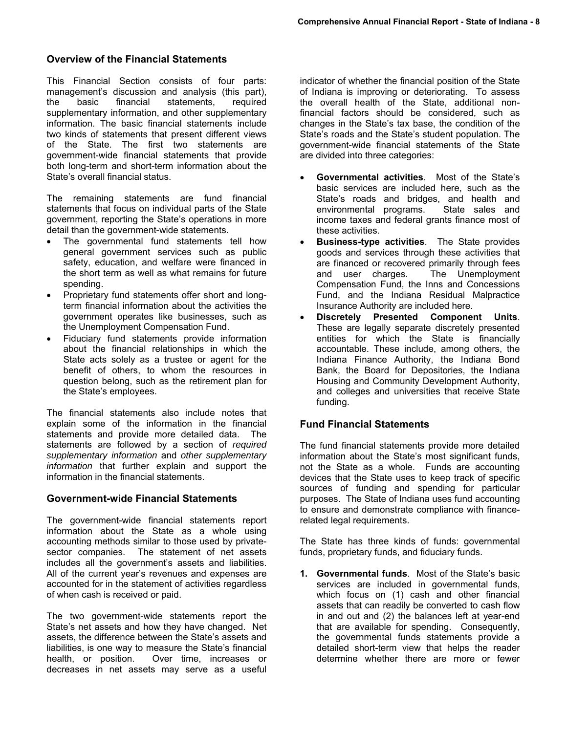## Overview of the Financial Statements

This Financial Section consists of four parts: management's discussion and analysis (this part), the basic financial statements, required supplementary information, and other supplementary information. The basic financial statements include two kinds of statements that present different views of the State. The first two statements are government-wide financial statements that provide both long-term and short-term information about the State's overall financial status.

The remaining statements are fund financial statements that focus on individual parts of the State government, reporting the State's operations in more detail than the government-wide statements.

- The governmental fund statements tell how general government services such as public safety, education, and welfare were financed in the short term as well as what remains for future spending.
- Proprietary fund statements offer short and long-term financial information about the activities the government operates like businesses, such as the Unemployment Compensation Fund.
- Fiduciary fund statements provide information about the financial relationships in which the State acts solely as a trustee or agent for the benefit of others, to whom the resources in question belong, such as the retirement plan for the State's employees.

The financial statements also include notes that explain some of the information in the financial statements and provide more detailed data. The statements are followed by a section of *required supplementary information* and *other supplementary information* that further explain and support the information in the financial statements.

## Government-wide Financial Statements

The government-wide financial statements report information about the State as a whole using accounting methods similar to those used by private-sector companies. The statement of net assets includes all the government's assets and liabilities. All of the current year's revenues and expenses are accounted for in the statement of activities regardless of when cash is received or paid.

The two government-wide statements report the State's net assets and how they have changed. Net assets, the difference between the State's assets and liabilities, is one way to measure the State's financial health, or position. Over time, increases or decreases in net assets may serve as a useful indicator of whether the financial position of the State of Indiana is improving or deteriorating. To assess the overall health of the State, additional non-financial factors should be considered, such as changes in the State's tax base, the condition of the State's roads and the State's student population. The government-wide financial statements of the State are divided into three categories:

- **Governmental activities**. Most of the State's basic services are included here, such as the State's roads and bridges, and health and environmental programs. State sales and income taxes and federal grants finance most of these activities.
- **Business-type activities**. The State provides goods and services through these activities that are financed or recovered primarily through fees and user charges. The Unemployment Compensation Fund, the Inns and Concessions Fund, and the Indiana Residual Malpractice Insurance Authority are included here.
- **Discretely Presented Component Units**. These are legally separate discretely presented entities for which the State is financially accountable. These include, among others, the Indiana Finance Authority, the Indiana Bond Bank, the Board for Depositories, the Indiana Housing and Community Development Authority, and colleges and universities that receive State funding.

## Fund Financial Statements

The fund financial statements provide more detailed information about the State's most significant funds, not the State as a whole. Funds are accounting devices that the State uses to keep track of specific sources of funding and spending for particular purposes. The State of Indiana uses fund accounting to ensure and demonstrate compliance with finance-related legal requirements.

The State has three kinds of funds: governmental funds, proprietary funds, and fiduciary funds.

1. **Governmental funds**. Most of the State's basic services are included in governmental funds, which focus on (1) cash and other financial assets that can readily be converted to cash flow in and out and (2) the balances left at year-end that are available for spending. Consequently, the governmental funds statements provide a detailed short-term view that helps the reader determine whether there are more or fewer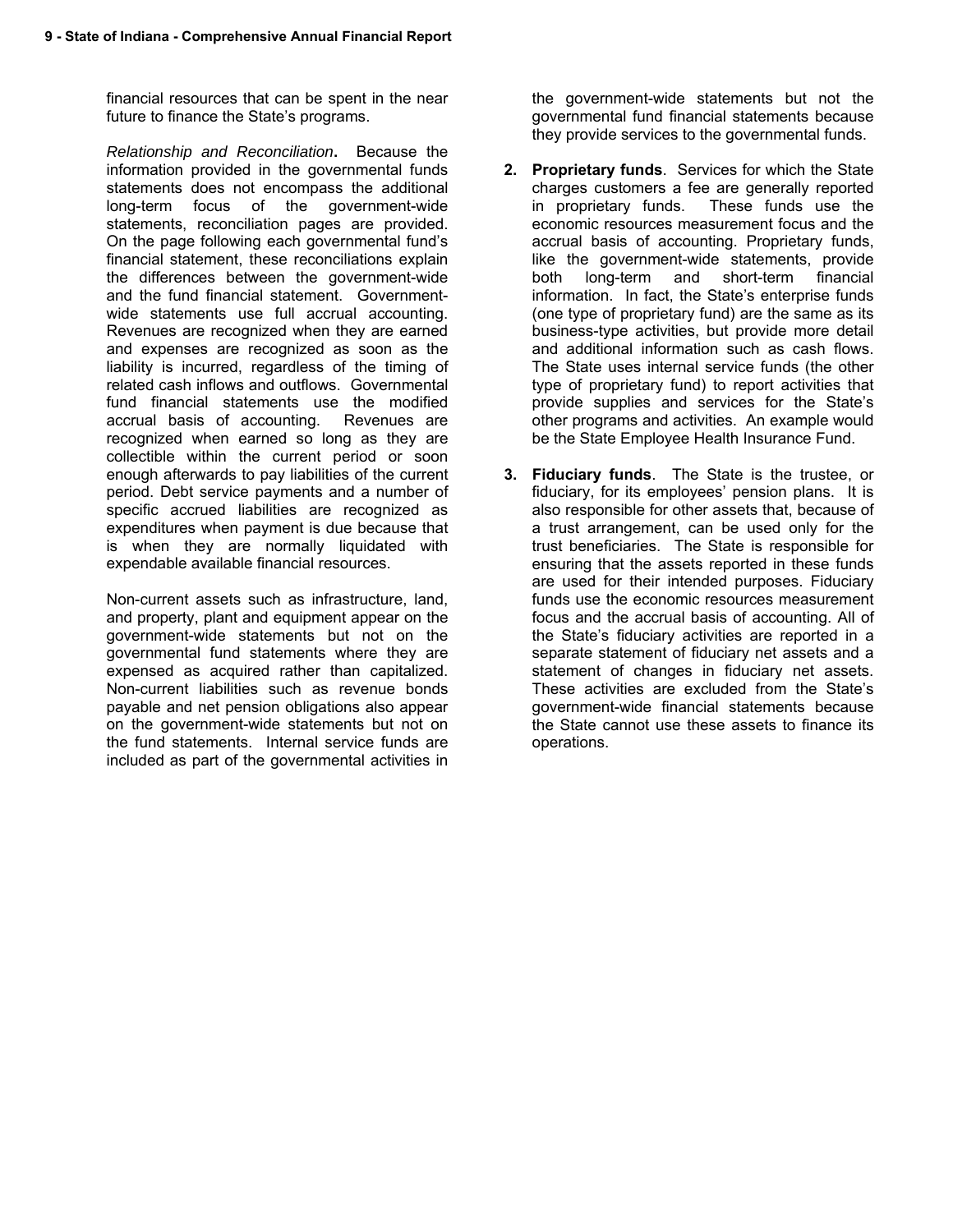financial resources that can be spent in the near future to finance the State's programs.

*Relationship and Reconciliation***.** Because the information provided in the governmental funds statements does not encompass the additional long-term focus of the government-wide statements, reconciliation pages are provided. On the page following each governmental fund's financial statement, these reconciliations explain the differences between the government-wide and the fund financial statement. Government-wide statements use full accrual accounting. Revenues are recognized when they are earned and expenses are recognized as soon as the liability is incurred, regardless of the timing of related cash inflows and outflows. Governmental fund financial statements use the modified accrual basis of accounting. Revenues are recognized when earned so long as they are collectible within the current period or soon enough afterwards to pay liabilities of the current period. Debt service payments and a number of specific accrued liabilities are recognized as expenditures when payment is due because that is when they are normally liquidated with expendable available financial resources.

Non-current assets such as infrastructure, land, and property, plant and equipment appear on the government-wide statements but not on the governmental fund statements where they are expensed as acquired rather than capitalized. Non-current liabilities such as revenue bonds payable and net pension obligations also appear on the government-wide statements but not on the fund statements. Internal service funds are included as part of the governmental activities in the government-wide statements but not the governmental fund financial statements because they provide services to the governmental funds.

2. **Proprietary funds**. Services for which the State charges customers a fee are generally reported in proprietary funds. These funds use the economic resources measurement focus and the accrual basis of accounting. Proprietary funds, like the government-wide statements, provide both long-term and short-term financial information. In fact, the State's enterprise funds (one type of proprietary fund) are the same as its business-type activities, but provide more detail and additional information such as cash flows. The State uses internal service funds (the other type of proprietary fund) to report activities that provide supplies and services for the State's other programs and activities. An example would be the State Employee Health Insurance Fund.

3. **Fiduciary funds**. The State is the trustee, or fiduciary, for its employees' pension plans. It is also responsible for other assets that, because of a trust arrangement, can be used only for the trust beneficiaries. The State is responsible for ensuring that the assets reported in these funds are used for their intended purposes. Fiduciary funds use the economic resources measurement focus and the accrual basis of accounting. All of the State's fiduciary activities are reported in a separate statement of fiduciary net assets and a statement of changes in fiduciary net assets. These activities are excluded from the State's government-wide financial statements because the State cannot use these assets to finance its operations.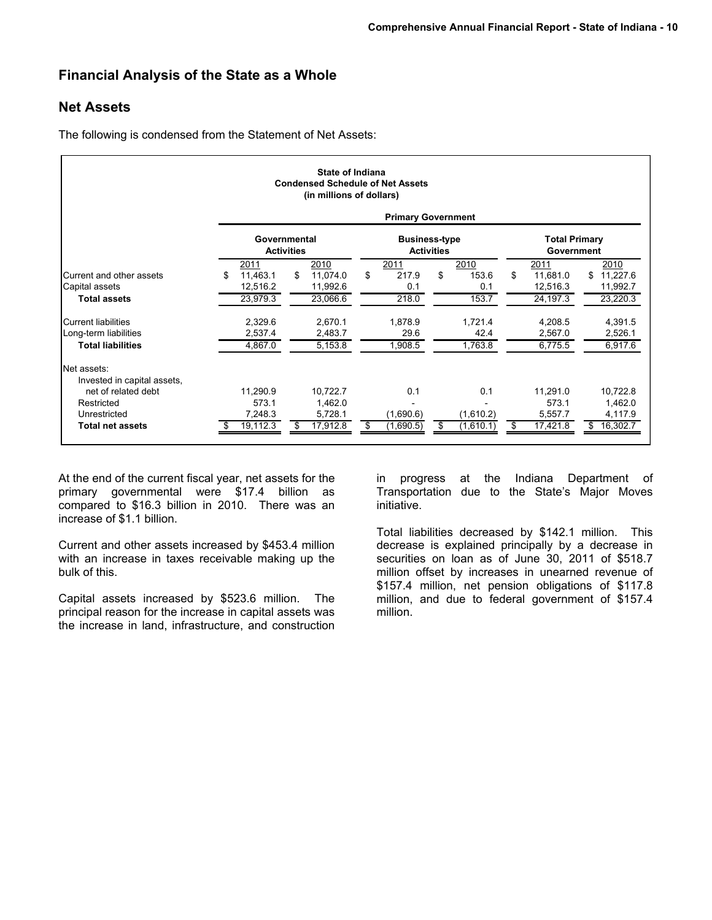## Financial Analysis of the State as a Whole

## Net Assets

The following is condensed from the Statement of Net Assets:

**State of Indiana**
**Condensed Schedule of Net Assets**
**(in millions of dollars)**

| | Primary Government | | | | | |
|---|---|---|---|---|---|---|
| | Governmental Activities | | Business-type Activities | | Total Primary Government | |
| | 2011 | 2010 | 2011 | 2010 | 2011 | 2010 |
| Current and other assets | $ 11,463.1 | $ 11,074.0 | $ 217.9 | $ 153.6 | $ 11,681.0 | $ 11,227.6 |
| Capital assets | 12,516.2 | 11,992.6 | 0.1 | 0.1 | 12,516.3 | 11,992.7 |
| **Total assets** | 23,979.3 | 23,066.6 | 218.0 | 153.7 | 24,197.3 | 23,220.3 |
| Current liabilities | 2,329.6 | 2,670.1 | 1,878.9 | 1,721.4 | 4,208.5 | 4,391.5 |
| Long-term liabilities | 2,537.4 | 2,483.7 | 29.6 | 42.4 | 2,567.0 | 2,526.1 |
| **Total liabilities** | 4,867.0 | 5,153.8 | 1,908.5 | 1,763.8 | 6,775.5 | 6,917.6 |
| Net assets: | | | | | | |
| Invested in capital assets, net of related debt | 11,290.9 | 10,722.7 | 0.1 | 0.1 | 11,291.0 | 10,722.8 |
| Restricted | 573.1 | 1,462.0 | - | - | 573.1 | 1,462.0 |
| Unrestricted | 7,248.3 | 5,728.1 | (1,690.6) | (1,610.2) | 5,557.7 | 4,117.9 |
| **Total net assets** | $ 19,112.3 | $ 17,912.8 | $ (1,690.5) | $ (1,610.1) | $ 17,421.8 | $ 16,302.7 |

At the end of the current fiscal year, net assets for the primary governmental were $17.4 billion as compared to $16.3 billion in 2010. There was an increase of $1.1 billion.

Current and other assets increased by $453.4 million with an increase in taxes receivable making up the bulk of this.

Capital assets increased by $523.6 million. The principal reason for the increase in capital assets was the increase in land, infrastructure, and construction in progress at the Indiana Department of Transportation due to the State's Major Moves initiative.

Total liabilities decreased by $142.1 million. This decrease is explained principally by a decrease in securities on loan as of June 30, 2011 of $518.7 million offset by increases in unearned revenue of $157.4 million, net pension obligations of $117.8 million, and due to federal government of $157.4 million.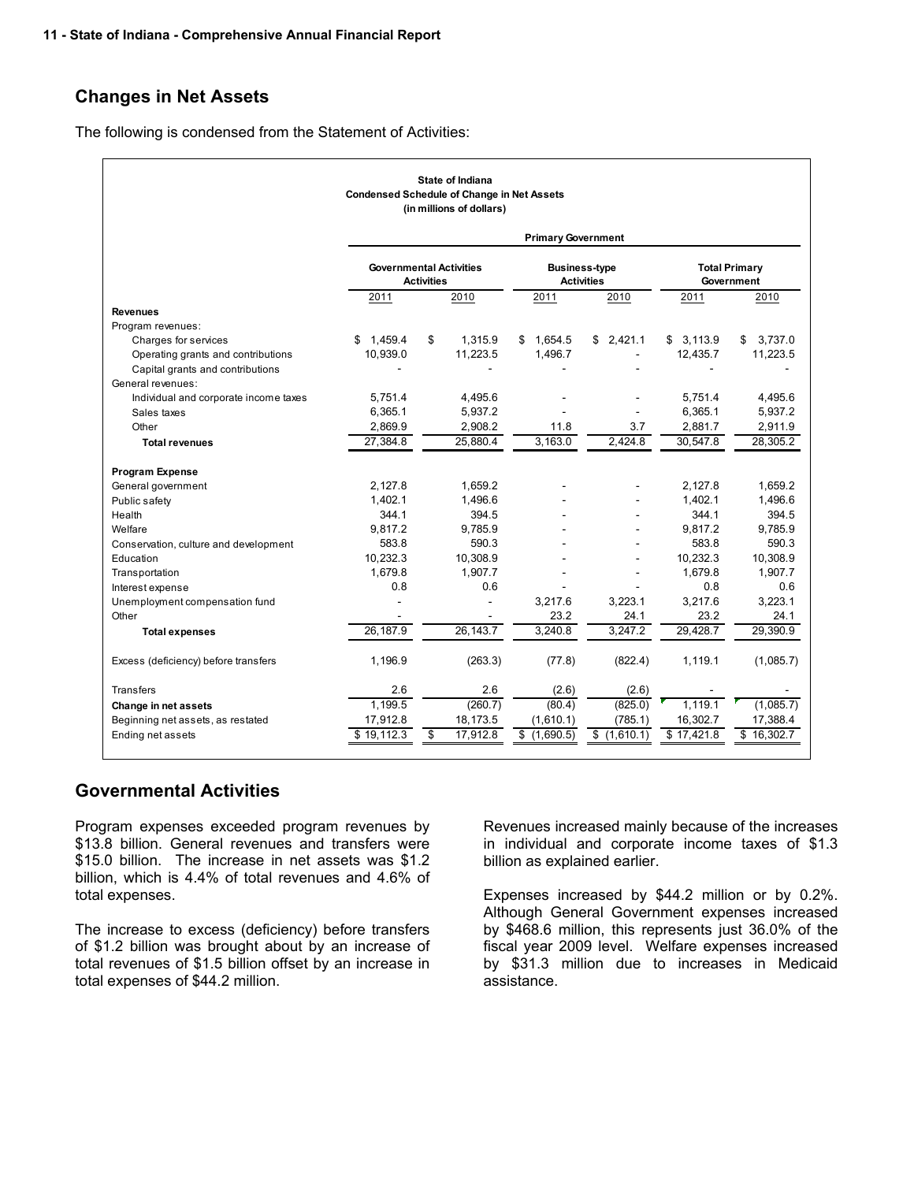## Changes in Net Assets

The following is condensed from the Statement of Activities:

State of Indiana
Condensed Schedule of Change in Net Assets
(in millions of dollars)

| | Primary Government | | | | | |
|---|---|---|---|---|---|---|
| | Governmental Activities | | Business-type Activities | | Total Primary Government | |
| | 2011 | 2010 | 2011 | 2010 | 2011 | 2010 |
| **Revenues** | | | | | | |
| Program revenues: | | | | | | |
| Charges for services | $ 1,459.4 | $ 1,315.9 | $ 1,654.5 | $ 2,421.1 | $ 3,113.9 | $ 3,737.0 |
| Operating grants and contributions | 10,939.0 | 11,223.5 | 1,496.7 | - | 12,435.7 | 11,223.5 |
| Capital grants and contributions | - | - | - | - | - | - |
| General revenues: | | | | | | |
| Individual and corporate income taxes | 5,751.4 | 4,495.6 | - | - | 5,751.4 | 4,495.6 |
| Sales taxes | 6,365.1 | 5,937.2 | - | - | 6,365.1 | 5,937.2 |
| Other | 2,869.9 | 2,908.2 | 11.8 | 3.7 | 2,881.7 | 2,911.9 |
| **Total revenues** | 27,384.8 | 25,880.4 | 3,163.0 | 2,424.8 | 30,547.8 | 28,305.2 |
| **Program Expense** | | | | | | |
| General government | 2,127.8 | 1,659.2 | - | - | 2,127.8 | 1,659.2 |
| Public safety | 1,402.1 | 1,496.6 | - | - | 1,402.1 | 1,496.6 |
| Health | 344.1 | 394.5 | - | - | 344.1 | 394.5 |
| Welfare | 9,817.2 | 9,785.9 | - | - | 9,817.2 | 9,785.9 |
| Conservation, culture and development | 583.8 | 590.3 | - | - | 583.8 | 590.3 |
| Education | 10,232.3 | 10,308.9 | - | - | 10,232.3 | 10,308.9 |
| Transportation | 1,679.8 | 1,907.7 | - | - | 1,679.8 | 1,907.7 |
| Interest expense | 0.8 | 0.6 | - | - | 0.8 | 0.6 |
| Unemployment compensation fund | - | - | 3,217.6 | 3,223.1 | 3,217.6 | 3,223.1 |
| Other | - | - | 23.2 | 24.1 | 23.2 | 24.1 |
| **Total expenses** | 26,187.9 | 26,143.7 | 3,240.8 | 3,247.2 | 29,428.7 | 29,390.9 |
| Excess (deficiency) before transfers | 1,196.9 | (263.3) | (77.8) | (822.4) | 1,119.1 | (1,085.7) |
| Transfers | 2.6 | 2.6 | (2.6) | (2.6) | - | - |
| **Change in net assets** | 1,199.5 | (260.7) | (80.4) | (825.0) | 1,119.1 | (1,085.7) |
| Beginning net assets, as restated | 17,912.8 | 18,173.5 | (1,610.1) | (785.1) | 16,302.7 | 17,388.4 |
| Ending net assets | $ 19,112.3 | $ 17,912.8 | $ (1,690.5) | $ (1,610.1) | $ 17,421.8 | $ 16,302.7 |

## Governmental Activities

Program expenses exceeded program revenues by $13.8 billion. General revenues and transfers were $15.0 billion. The increase in net assets was $1.2 billion, which is 4.4% of total revenues and 4.6% of total expenses.

The increase to excess (deficiency) before transfers of $1.2 billion was brought about by an increase of total revenues of $1.5 billion offset by an increase in total expenses of $44.2 million.

Revenues increased mainly because of the increases in individual and corporate income taxes of $1.3 billion as explained earlier.

Expenses increased by $44.2 million or by 0.2%. Although General Government expenses increased by $468.6 million, this represents just 36.0% of the fiscal year 2009 level. Welfare expenses increased by $31.3 million due to increases in Medicaid assistance.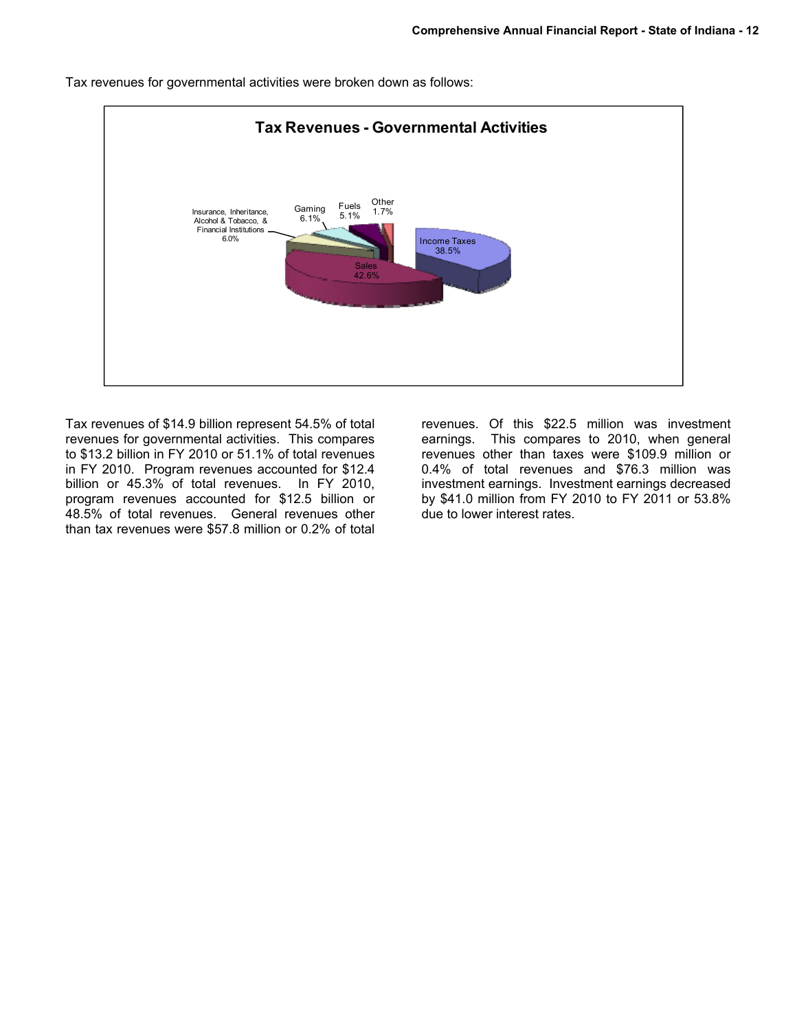Tax revenues for governmental activities were broken down as follows:

**Tax Revenues - Governmental Activities**

| Category | Percentage |
| --- | --- |
| Income Taxes | 38.5% |
| Sales | 42.6% |
| Insurance, Inheritance, Alcohol & Tobacco, & Financial Institutions | 6.0% |
| Gaming | 6.1% |
| Fuels | 5.1% |
| Other | 1.7% |

Tax revenues of $14.9 billion represent 54.5% of total revenues for governmental activities. This compares to $13.2 billion in FY 2010 or 51.1% of total revenues in FY 2010. Program revenues accounted for $12.4 billion or 45.3% of total revenues. In FY 2010, program revenues accounted for $12.5 billion or 48.5% of total revenues. General revenues other than tax revenues were $57.8 million or 0.2% of total revenues. Of this $22.5 million was investment earnings. This compares to 2010, when general revenues other than taxes were $109.9 million or 0.4% of total revenues and $76.3 million was investment earnings. Investment earnings decreased by $41.0 million from FY 2010 to FY 2011 or 53.8% due to lower interest rates.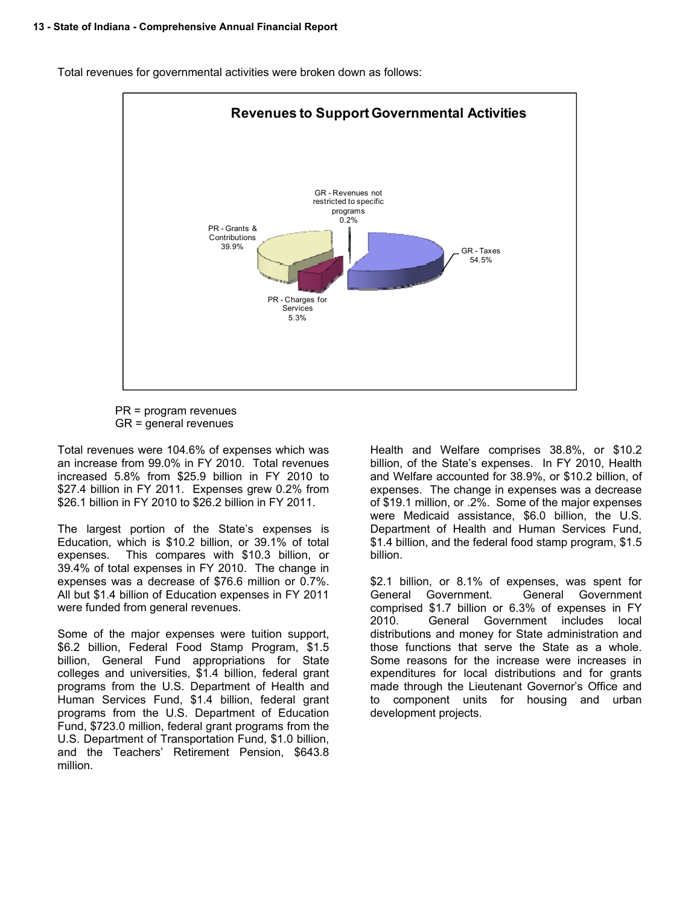Total revenues for governmental activities were broken down as follows:

**Revenues to Support Governmental Activities**

GR - Revenues not restricted to specific programs 0.2%

PR - Grants & Contributions 39.9%

GR - Taxes 54.5%

PR - Charges for Services 5.3%

PR = program revenues
GR = general revenues

Total revenues were 104.6% of expenses which was an increase from 99.0% in FY 2010. Total revenues increased 5.8% from $25.9 billion in FY 2010 to $27.4 billion in FY 2011. Expenses grew 0.2% from $26.1 billion in FY 2010 to $26.2 billion in FY 2011.

The largest portion of the State's expenses is Education, which is $10.2 billion, or 39.1% of total expenses. This compares with $10.3 billion, or 39.4% of total expenses in FY 2010. The change in expenses was a decrease of $76.6 million or 0.7%. All but $1.4 billion of Education expenses in FY 2011 were funded from general revenues.

Some of the major expenses were tuition support, $6.2 billion, Federal Food Stamp Program, $1.5 billion, General Fund appropriations for State colleges and universities, $1.4 billion, federal grant programs from the U.S. Department of Health and Human Services Fund, $1.4 billion, federal grant programs from the U.S. Department of Education Fund, $723.0 million, federal grant programs from the U.S. Department of Transportation Fund, $1.0 billion, and the Teachers' Retirement Pension, $643.8 million.

Health and Welfare comprises 38.8%, or $10.2 billion, of the State's expenses. In FY 2010, Health and Welfare accounted for 38.9%, or $10.2 billion, of expenses. The change in expenses was a decrease of $19.1 million, or .2%. Some of the major expenses were Medicaid assistance, $6.0 billion, the U.S. Department of Health and Human Services Fund, $1.4 billion, and the federal food stamp program, $1.5 billion.

$2.1 billion, or 8.1% of expenses, was spent for General Government. General Government comprised $1.7 billion or 6.3% of expenses in FY 2010. General Government includes local distributions and money for State administration and those functions that serve the State as a whole. Some reasons for the increase were increases in expenditures for local distributions and for grants made through the Lieutenant Governor's Office and to component units for housing and urban development projects.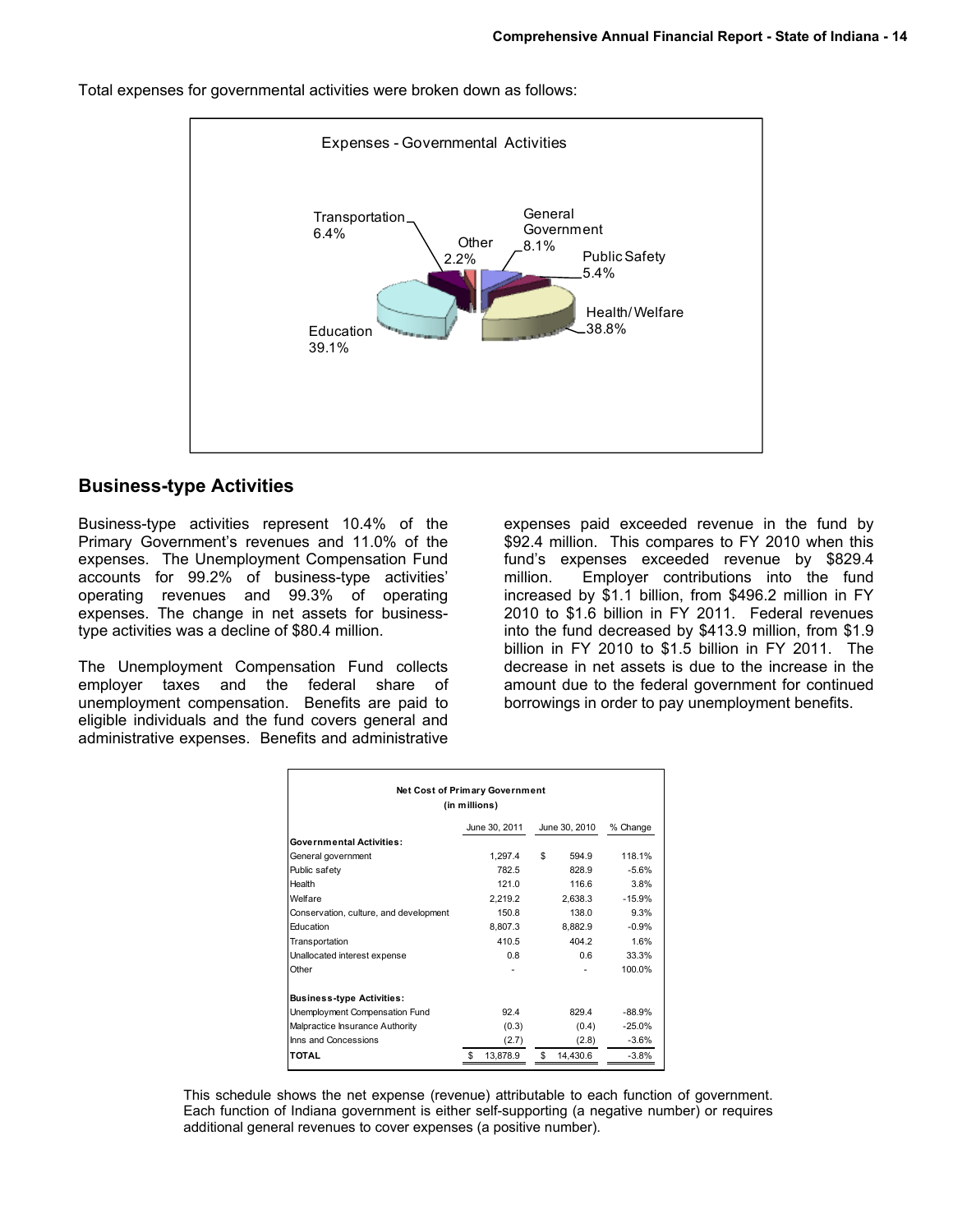Total expenses for governmental activities were broken down as follows:

Expenses - Governmental Activities

Transportation 6.4%
Other 2.2%
General Government 8.1%
Public Safety 5.4%
Health/Welfare 38.8%
Education 39.1%

## Business-type Activities

Business-type activities represent 10.4% of the Primary Government's revenues and 11.0% of the expenses. The Unemployment Compensation Fund accounts for 99.2% of business-type activities' operating revenues and 99.3% of operating expenses. The change in net assets for business-type activities was a decline of $80.4 million.

The Unemployment Compensation Fund collects employer taxes and the federal share of unemployment compensation. Benefits are paid to eligible individuals and the fund covers general and administrative expenses. Benefits and administrative expenses paid exceeded revenue in the fund by $92.4 million. This compares to FY 2010 when this fund's expenses exceeded revenue by $829.4 million. Employer contributions into the fund increased by $1.1 billion, from $496.2 million in FY 2010 to $1.6 billion in FY 2011. Federal revenues into the fund decreased by $413.9 million, from $1.9 billion in FY 2010 to $1.5 billion in FY 2011. The decrease in net assets is due to the increase in the amount due to the federal government for continued borrowings in order to pay unemployment benefits.

**Net Cost of Primary Government (in millions)**

| | June 30, 2011 | June 30, 2010 | % Change |
|---|---|---|---|
| **Governmental Activities:** | | | |
| General government | 1,297.4 | $ 594.9 | 118.1% |
| Public safety | 782.5 | 828.9 | -5.6% |
| Health | 121.0 | 116.6 | 3.8% |
| Welfare | 2,219.2 | 2,638.3 | -15.9% |
| Conservation, culture, and development | 150.8 | 138.0 | 9.3% |
| Education | 8,807.3 | 8,882.9 | -0.9% |
| Transportation | 410.5 | 404.2 | 1.6% |
| Unallocated interest expense | 0.8 | 0.6 | 33.3% |
| Other | - | - | 100.0% |
| **Business-type Activities:** | | | |
| Unemployment Compensation Fund | 92.4 | 829.4 | -88.9% |
| Malpractice Insurance Authority | (0.3) | (0.4) | -25.0% |
| Inns and Concessions | (2.7) | (2.8) | -3.6% |
| **TOTAL** | $ 13,878.9 | $ 14,430.6 | -3.8% |

This schedule shows the net expense (revenue) attributable to each function of government. Each function of Indiana government is either self-supporting (a negative number) or requires additional general revenues to cover expenses (a positive number).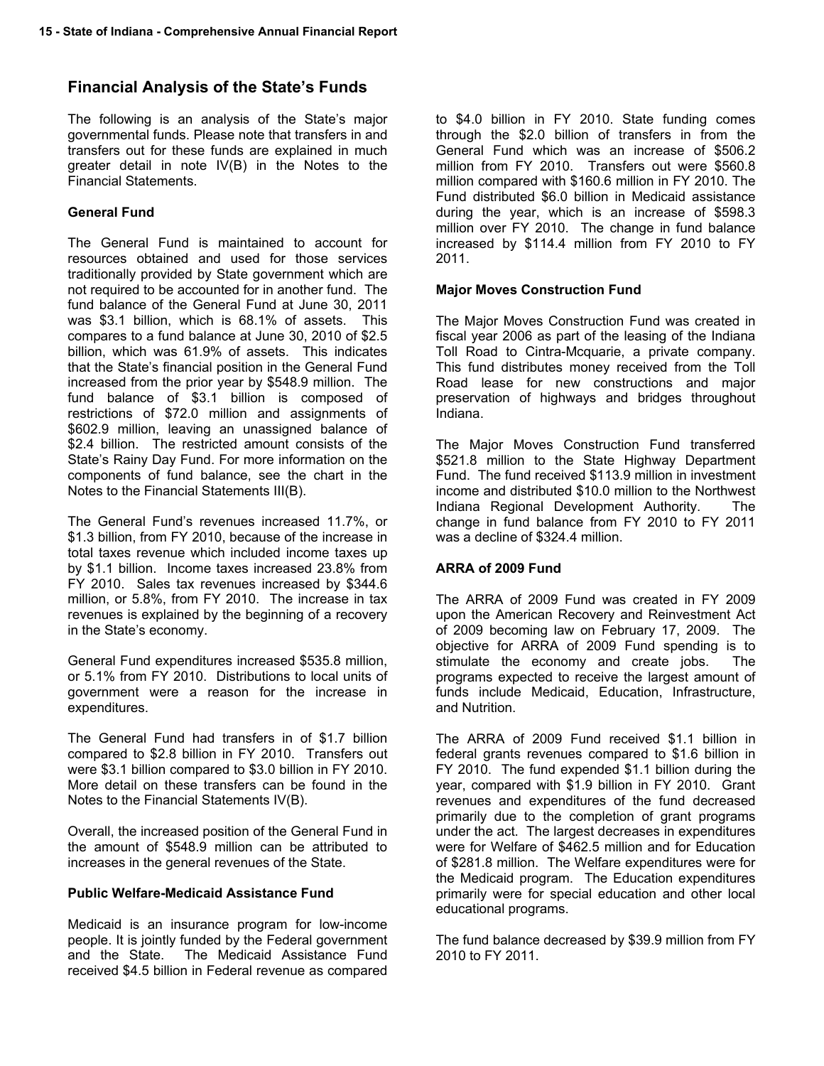## Financial Analysis of the State's Funds

The following is an analysis of the State's major governmental funds. Please note that transfers in and transfers out for these funds are explained in much greater detail in note IV(B) in the Notes to the Financial Statements.

### General Fund

The General Fund is maintained to account for resources obtained and used for those services traditionally provided by State government which are not required to be accounted for in another fund. The fund balance of the General Fund at June 30, 2011 was $3.1 billion, which is 68.1% of assets. This compares to a fund balance at June 30, 2010 of $2.5 billion, which was 61.9% of assets. This indicates that the State's financial position in the General Fund increased from the prior year by $548.9 million. The fund balance of $3.1 billion is composed of restrictions of $72.0 million and assignments of $602.9 million, leaving an unassigned balance of $2.4 billion. The restricted amount consists of the State's Rainy Day Fund. For more information on the components of fund balance, see the chart in the Notes to the Financial Statements III(B).

The General Fund's revenues increased 11.7%, or $1.3 billion, from FY 2010, because of the increase in total taxes revenue which included income taxes up by $1.1 billion. Income taxes increased 23.8% from FY 2010. Sales tax revenues increased by $344.6 million, or 5.8%, from FY 2010. The increase in tax revenues is explained by the beginning of a recovery in the State's economy.

General Fund expenditures increased $535.8 million, or 5.1% from FY 2010. Distributions to local units of government were a reason for the increase in expenditures.

The General Fund had transfers in of $1.7 billion compared to $2.8 billion in FY 2010. Transfers out were $3.1 billion compared to $3.0 billion in FY 2010. More detail on these transfers can be found in the Notes to the Financial Statements IV(B).

Overall, the increased position of the General Fund in the amount of $548.9 million can be attributed to increases in the general revenues of the State.

### Public Welfare-Medicaid Assistance Fund

Medicaid is an insurance program for low-income people. It is jointly funded by the Federal government and the State. The Medicaid Assistance Fund received $4.5 billion in Federal revenue as compared to $4.0 billion in FY 2010. State funding comes through the $2.0 billion of transfers in from the General Fund which was an increase of $506.2 million from FY 2010. Transfers out were $560.8 million compared with $160.6 million in FY 2010. The Fund distributed $6.0 billion in Medicaid assistance during the year, which is an increase of $598.3 million over FY 2010. The change in fund balance increased by $114.4 million from FY 2010 to FY 2011.

### Major Moves Construction Fund

The Major Moves Construction Fund was created in fiscal year 2006 as part of the leasing of the Indiana Toll Road to Cintra-Mcquarie, a private company. This fund distributes money received from the Toll Road lease for new constructions and major preservation of highways and bridges throughout Indiana.

The Major Moves Construction Fund transferred $521.8 million to the State Highway Department Fund. The fund received $113.9 million in investment income and distributed $10.0 million to the Northwest Indiana Regional Development Authority. The change in fund balance from FY 2010 to FY 2011 was a decline of $324.4 million.

### ARRA of 2009 Fund

The ARRA of 2009 Fund was created in FY 2009 upon the American Recovery and Reinvestment Act of 2009 becoming law on February 17, 2009. The objective for ARRA of 2009 Fund spending is to stimulate the economy and create jobs. The programs expected to receive the largest amount of funds include Medicaid, Education, Infrastructure, and Nutrition.

The ARRA of 2009 Fund received $1.1 billion in federal grants revenues compared to $1.6 billion in FY 2010. The fund expended $1.1 billion during the year, compared with $1.9 billion in FY 2010. Grant revenues and expenditures of the fund decreased primarily due to the completion of grant programs under the act. The largest decreases in expenditures were for Welfare of $462.5 million and for Education of $281.8 million. The Welfare expenditures were for the Medicaid program. The Education expenditures primarily were for special education and other local educational programs.

The fund balance decreased by $39.9 million from FY 2010 to FY 2011.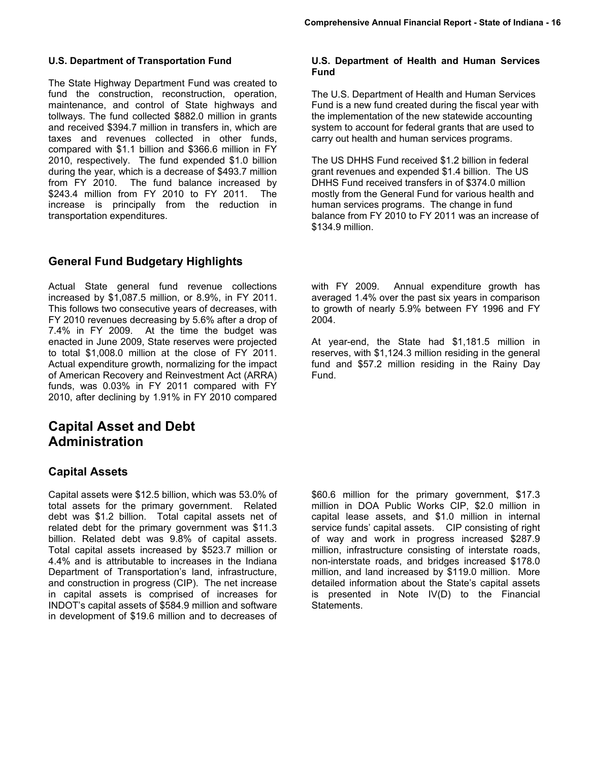### U.S. Department of Transportation Fund

The State Highway Department Fund was created to fund the construction, reconstruction, operation, maintenance, and control of State highways and tollways. The fund collected $882.0 million in grants and received $394.7 million in transfers in, which are taxes and revenues collected in other funds, compared with $1.1 billion and $366.6 million in FY 2010, respectively. The fund expended $1.0 billion during the year, which is a decrease of $493.7 million from FY 2010. The fund balance increased by $243.4 million from FY 2010 to FY 2011. The increase is principally from the reduction in transportation expenditures.

### U.S. Department of Health and Human Services Fund

The U.S. Department of Health and Human Services Fund is a new fund created during the fiscal year with the implementation of the new statewide accounting system to account for federal grants that are used to carry out health and human services programs.

The US DHHS Fund received $1.2 billion in federal grant revenues and expended $1.4 billion. The US DHHS Fund received transfers in of $374.0 million mostly from the General Fund for various health and human services programs. The change in fund balance from FY 2010 to FY 2011 was an increase of $134.9 million.

## General Fund Budgetary Highlights

Actual State general fund revenue collections increased by $1,087.5 million, or 8.9%, in FY 2011. This follows two consecutive years of decreases, with FY 2010 revenues decreasing by 5.6% after a drop of 7.4% in FY 2009. At the time the budget was enacted in June 2009, State reserves were projected to total $1,008.0 million at the close of FY 2011. Actual expenditure growth, normalizing for the impact of American Recovery and Reinvestment Act (ARRA) funds, was 0.03% in FY 2011 compared with FY 2010, after declining by 1.91% in FY 2010 compared with FY 2009. Annual expenditure growth has averaged 1.4% over the past six years in comparison to growth of nearly 5.9% between FY 1996 and FY 2004.

At year-end, the State had $1,181.5 million in reserves, with $1,124.3 million residing in the general fund and $57.2 million residing in the Rainy Day Fund.

# Capital Asset and Debt Administration

## Capital Assets

Capital assets were $12.5 billion, which was 53.0% of total assets for the primary government. Related debt was $1.2 billion. Total capital assets net of related debt for the primary government was $11.3 billion. Related debt was 9.8% of capital assets. Total capital assets increased by $523.7 million or 4.4% and is attributable to increases in the Indiana Department of Transportation's land, infrastructure, and construction in progress (CIP). The net increase in capital assets is comprised of increases for INDOT's capital assets of $584.9 million and software in development of $19.6 million and to decreases of $60.6 million for the primary government, $17.3 million in DOA Public Works CIP, $2.0 million in capital lease assets, and $1.0 million in internal service funds' capital assets. CIP consisting of right of way and work in progress increased $287.9 million, infrastructure consisting of interstate roads, non-interstate roads, and bridges increased $178.0 million, and land increased by $119.0 million. More detailed information about the State's capital assets is presented in Note IV(D) to the Financial Statements.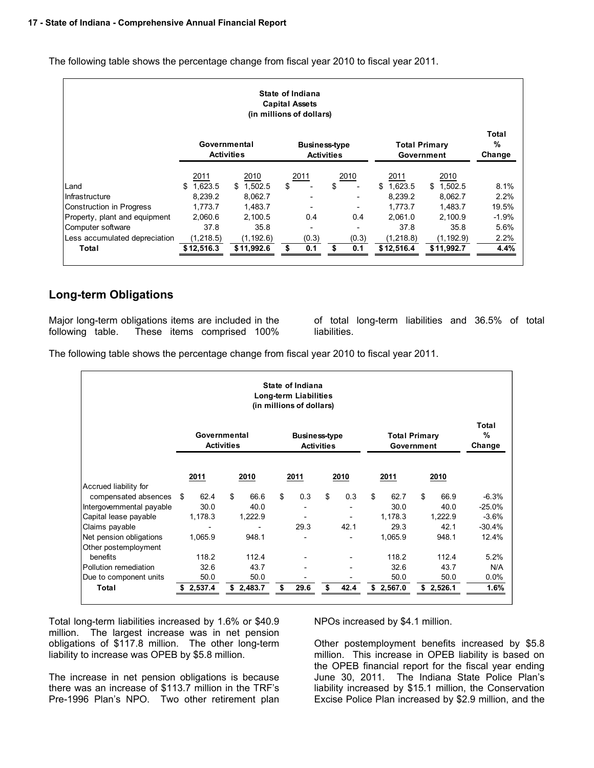The following table shows the percentage change from fiscal year 2010 to fiscal year 2011.

| State of Indiana Capital Assets (in millions of dollars) | Governmental Activities | | Business-type Activities | | Total Primary Government | | Total % Change |
|---|---|---|---|---|---|---|---|
| | 2011 | 2010 | 2011 | 2010 | 2011 | 2010 | |
| Land | $ 1,623.5 | $ 1,502.5 | $ - | $ - | $ 1,623.5 | $ 1,502.5 | 8.1% |
| Infrastructure | 8,239.2 | 8,062.7 | - | - | 8,239.2 | 8,062.7 | 2.2% |
| Construction in Progress | 1,773.7 | 1,483.7 | - | - | 1,773.7 | 1,483.7 | 19.5% |
| Property, plant and equipment | 2,060.6 | 2,100.5 | 0.4 | 0.4 | 2,061.0 | 2,100.9 | -1.9% |
| Computer software | 37.8 | 35.8 | - | - | 37.8 | 35.8 | 5.6% |
| Less accumulated depreciation | (1,218.5) | (1,192.6) | (0.3) | (0.3) | (1,218.8) | (1,192.9) | 2.2% |
| **Total** | **$ 12,516.3** | **$ 11,992.6** | **$ 0.1** | **$ 0.1** | **$ 12,516.4** | **$ 11,992.7** | **4.4%** |

## Long-term Obligations

Major long-term obligations items are included in the following table. These items comprised 100% of total long-term liabilities and 36.5% of total liabilities.

The following table shows the percentage change from fiscal year 2010 to fiscal year 2011.

| State of Indiana Long-term Liabilities (in millions of dollars) | Governmental Activities | | Business-type Activities | | Total Primary Government | | Total % Change |
|---|---|---|---|---|---|---|---|
| | 2011 | 2010 | 2011 | 2010 | 2011 | 2010 | |
| Accrued liability for compensated absences | $ 62.4 | $ 66.6 | $ 0.3 | $ 0.3 | $ 62.7 | $ 66.9 | -6.3% |
| Intergovernmental payable | 30.0 | 40.0 | - | - | 30.0 | 40.0 | -25.0% |
| Capital lease payable | 1,178.3 | 1,222.9 | - | - | 1,178.3 | 1,222.9 | -3.6% |
| Claims payable | - | - | 29.3 | 42.1 | 29.3 | 42.1 | -30.4% |
| Net pension obligations | 1,065.9 | 948.1 | - | - | 1,065.9 | 948.1 | 12.4% |
| Other postemployment benefits | 118.2 | 112.4 | - | - | 118.2 | 112.4 | 5.2% |
| Pollution remediation | 32.6 | 43.7 | - | - | 32.6 | 43.7 | N/A |
| Due to component units | 50.0 | 50.0 | - | - | 50.0 | 50.0 | 0.0% |
| **Total** | **$ 2,537.4** | **$ 2,483.7** | **$ 29.6** | **$ 42.4** | **$ 2,567.0** | **$ 2,526.1** | **1.6%** |

Total long-term liabilities increased by 1.6% or $40.9 million. The largest increase was in net pension obligations of $117.8 million. The other long-term liability to increase was OPEB by $5.8 million.

The increase in net pension obligations is because there was an increase of $113.7 million in the TRF's Pre-1996 Plan's NPO. Two other retirement plan NPOs increased by $4.1 million.

Other postemployment benefits increased by $5.8 million. This increase in OPEB liability is based on the OPEB financial report for the fiscal year ending June 30, 2011. The Indiana State Police Plan's liability increased by $15.1 million, the Conservation Excise Police Plan increased by $2.9 million, and the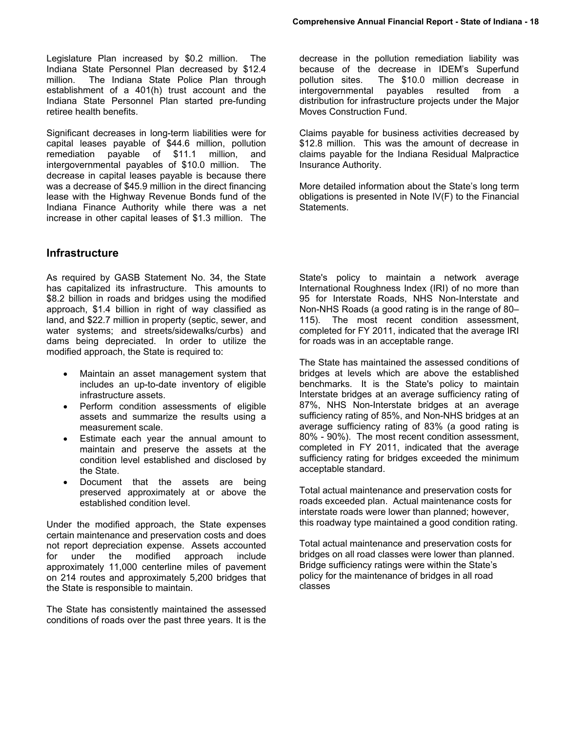Legislature Plan increased by $0.2 million. The Indiana State Personnel Plan decreased by $12.4 million. The Indiana State Police Plan through establishment of a 401(h) trust account and the Indiana State Personnel Plan started pre-funding retiree health benefits.

Significant decreases in long-term liabilities were for capital leases payable of $44.6 million, pollution remediation payable of $11.1 million, and intergovernmental payables of $10.0 million. The decrease in capital leases payable is because there was a decrease of $45.9 million in the direct financing lease with the Highway Revenue Bonds fund of the Indiana Finance Authority while there was a net increase in other capital leases of $1.3 million. The decrease in the pollution remediation liability was because of the decrease in IDEM's Superfund pollution sites. The $10.0 million decrease in intergovernmental payables resulted from a distribution for infrastructure projects under the Major Moves Construction Fund.

Claims payable for business activities decreased by $12.8 million. This was the amount of decrease in claims payable for the Indiana Residual Malpractice Insurance Authority.

More detailed information about the State's long term obligations is presented in Note IV(F) to the Financial Statements.

## Infrastructure

As required by GASB Statement No. 34, the State has capitalized its infrastructure. This amounts to $8.2 billion in roads and bridges using the modified approach, $1.4 billion in right of way classified as land, and $22.7 million in property (septic, sewer, and water systems; and streets/sidewalks/curbs) and dams being depreciated. In order to utilize the modified approach, the State is required to:

- Maintain an asset management system that includes an up-to-date inventory of eligible infrastructure assets.
- Perform condition assessments of eligible assets and summarize the results using a measurement scale.
- Estimate each year the annual amount to maintain and preserve the assets at the condition level established and disclosed by the State.
- Document that the assets are being preserved approximately at or above the established condition level.

Under the modified approach, the State expenses certain maintenance and preservation costs and does not report depreciation expense. Assets accounted for under the modified approach include approximately 11,000 centerline miles of pavement on 214 routes and approximately 5,200 bridges that the State is responsible to maintain.

The State has consistently maintained the assessed conditions of roads over the past three years. It is the State's policy to maintain a network average International Roughness Index (IRI) of no more than 95 for Interstate Roads, NHS Non-Interstate and Non-NHS Roads (a good rating is in the range of 80–115). The most recent condition assessment, completed for FY 2011, indicated that the average IRI for roads was in an acceptable range.

The State has maintained the assessed conditions of bridges at levels which are above the established benchmarks. It is the State's policy to maintain Interstate bridges at an average sufficiency rating of 87%, NHS Non-Interstate bridges at an average sufficiency rating of 85%, and Non-NHS bridges at an average sufficiency rating of 83% (a good rating is 80% - 90%). The most recent condition assessment, completed in FY 2011, indicated that the average sufficiency rating for bridges exceeded the minimum acceptable standard.

Total actual maintenance and preservation costs for roads exceeded plan. Actual maintenance costs for interstate roads were lower than planned; however, this roadway type maintained a good condition rating.

Total actual maintenance and preservation costs for bridges on all road classes were lower than planned. Bridge sufficiency ratings were within the State's policy for the maintenance of bridges in all road classes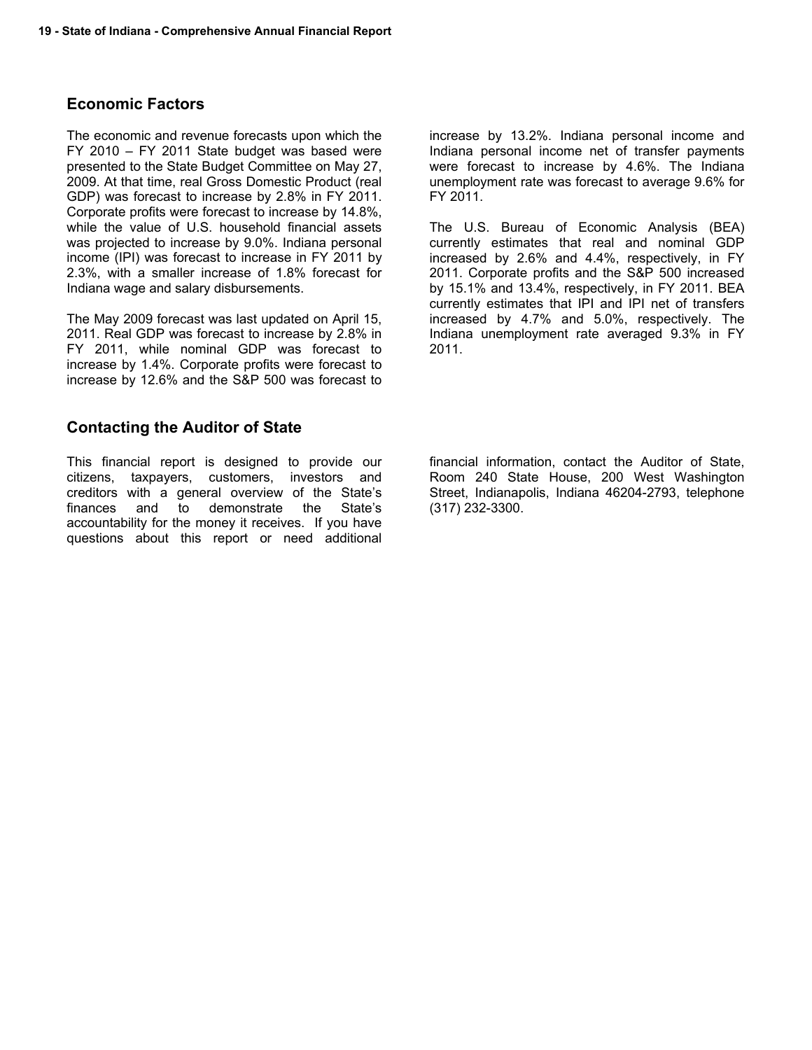## Economic Factors

The economic and revenue forecasts upon which the FY 2010 – FY 2011 State budget was based were presented to the State Budget Committee on May 27, 2009. At that time, real Gross Domestic Product (real GDP) was forecast to increase by 2.8% in FY 2011. Corporate profits were forecast to increase by 14.8%, while the value of U.S. household financial assets was projected to increase by 9.0%. Indiana personal income (IPI) was forecast to increase in FY 2011 by 2.3%, with a smaller increase of 1.8% forecast for Indiana wage and salary disbursements.

The May 2009 forecast was last updated on April 15, 2011. Real GDP was forecast to increase by 2.8% in FY 2011, while nominal GDP was forecast to increase by 1.4%. Corporate profits were forecast to increase by 12.6% and the S&P 500 was forecast to increase by 13.2%. Indiana personal income and Indiana personal income net of transfer payments were forecast to increase by 4.6%. The Indiana unemployment rate was forecast to average 9.6% for FY 2011.

The U.S. Bureau of Economic Analysis (BEA) currently estimates that real and nominal GDP increased by 2.6% and 4.4%, respectively, in FY 2011. Corporate profits and the S&P 500 increased by 15.1% and 13.4%, respectively, in FY 2011. BEA currently estimates that IPI and IPI net of transfers increased by 4.7% and 5.0%, respectively. The Indiana unemployment rate averaged 9.3% in FY 2011.

## Contacting the Auditor of State

This financial report is designed to provide our citizens, taxpayers, customers, investors and creditors with a general overview of the State's finances and to demonstrate the State's accountability for the money it receives. If you have questions about this report or need additional financial information, contact the Auditor of State, Room 240 State House, 200 West Washington Street, Indianapolis, Indiana 46204-2793, telephone (317) 232-3300.